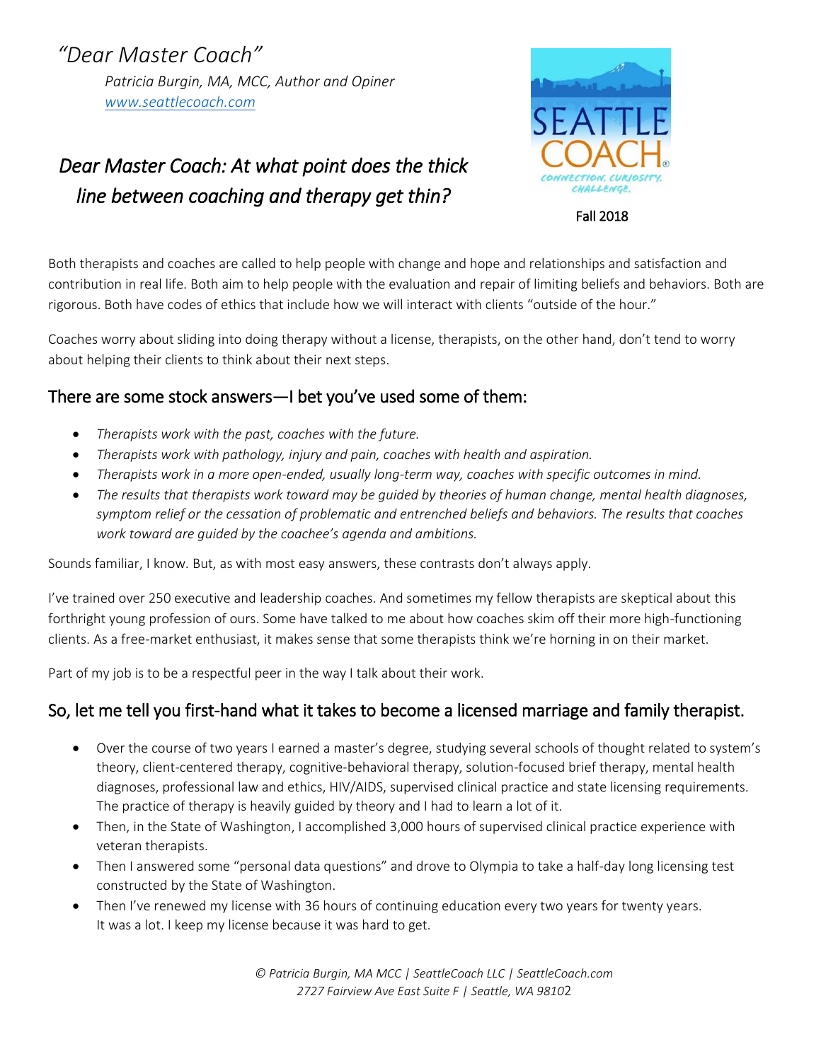# *"Dear Master Coach"*

*Patricia Burgin, MA, MCC, Author and Opiner*
*[www.seattlecoach.com](http://www.seattlecoach.com)*

SEATTLE COACH®
CONNECTION. CURIOSITY. CHALLENGE.

Fall 2018

## *Dear Master Coach: At what point does the thick line between coaching and therapy get thin?*

Both therapists and coaches are called to help people with change and hope and relationships and satisfaction and contribution in real life. Both aim to help people with the evaluation and repair of limiting beliefs and behaviors. Both are rigorous. Both have codes of ethics that include how we will interact with clients "outside of the hour."

Coaches worry about sliding into doing therapy without a license, therapists, on the other hand, don't tend to worry about helping their clients to think about their next steps.

## There are some stock answers—I bet you've used some of them:

- *Therapists work with the past, coaches with the future.*
- *Therapists work with pathology, injury and pain, coaches with health and aspiration.*
- *Therapists work in a more open-ended, usually long-term way, coaches with specific outcomes in mind.*
- *The results that therapists work toward may be guided by theories of human change, mental health diagnoses, symptom relief or the cessation of problematic and entrenched beliefs and behaviors. The results that coaches work toward are guided by the coachee's agenda and ambitions.*

Sounds familiar, I know. But, as with most easy answers, these contrasts don't always apply.

I've trained over 250 executive and leadership coaches. And sometimes my fellow therapists are skeptical about this forthright young profession of ours. Some have talked to me about how coaches skim off their more high-functioning clients. As a free-market enthusiast, it makes sense that some therapists think we're horning in on their market.

Part of my job is to be a respectful peer in the way I talk about their work.

## So, let me tell you first-hand what it takes to become a licensed marriage and family therapist.

- Over the course of two years I earned a master's degree, studying several schools of thought related to system's theory, client-centered therapy, cognitive-behavioral therapy, solution-focused brief therapy, mental health diagnoses, professional law and ethics, HIV/AIDS, supervised clinical practice and state licensing requirements. The practice of therapy is heavily guided by theory and I had to learn a lot of it.
- Then, in the State of Washington, I accomplished 3,000 hours of supervised clinical practice experience with veteran therapists.
- Then I answered some "personal data questions" and drove to Olympia to take a half-day long licensing test constructed by the State of Washington.
- Then I've renewed my license with 36 hours of continuing education every two years for twenty years. It was a lot. I keep my license because it was hard to get.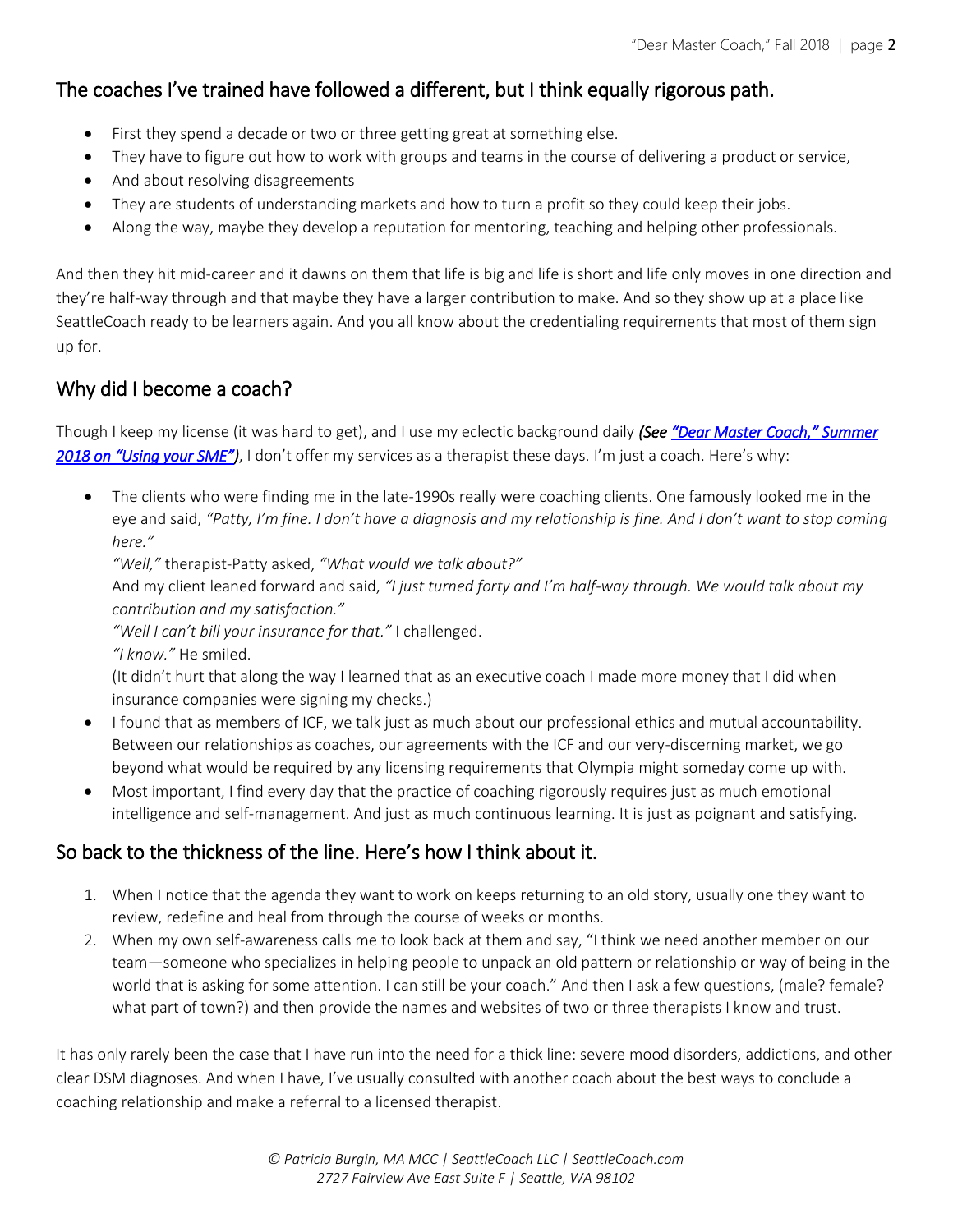## The coaches I've trained have followed a different, but I think equally rigorous path.

- First they spend a decade or two or three getting great at something else.
- They have to figure out how to work with groups and teams in the course of delivering a product or service,
- And about resolving disagreements
- They are students of understanding markets and how to turn a profit so they could keep their jobs.
- Along the way, maybe they develop a reputation for mentoring, teaching and helping other professionals.

And then they hit mid-career and it dawns on them that life is big and life is short and life only moves in one direction and they're half-way through and that maybe they have a larger contribution to make. And so they show up at a place like SeattleCoach ready to be learners again. And you all know about the credentialing requirements that most of them sign up for.

## Why did I become a coach?

Though I keep my license (it was hard to get), and I use my eclectic background daily ***(See "Dear Master Coach," Summer 2018 on "Using your SME")***, I don't offer my services as a therapist these days. I'm just a coach. Here's why:

- The clients who were finding me in the late-1990s really were coaching clients. One famously looked me in the eye and said, *"Patty, I'm fine. I don't have a diagnosis and my relationship is fine. And I don't want to stop coming here."*
  *"Well,"* therapist-Patty asked, *"What would we talk about?"*
  And my client leaned forward and said, *"I just turned forty and I'm half-way through. We would talk about my contribution and my satisfaction."*
  *"Well I can't bill your insurance for that."* I challenged.
  *"I know."* He smiled.
  (It didn't hurt that along the way I learned that as an executive coach I made more money that I did when insurance companies were signing my checks.)
- I found that as members of ICF, we talk just as much about our professional ethics and mutual accountability. Between our relationships as coaches, our agreements with the ICF and our very-discerning market, we go beyond what would be required by any licensing requirements that Olympia might someday come up with.
- Most important, I find every day that the practice of coaching rigorously requires just as much emotional intelligence and self-management. And just as much continuous learning. It is just as poignant and satisfying.

## So back to the thickness of the line. Here's how I think about it.

1. When I notice that the agenda they want to work on keeps returning to an old story, usually one they want to review, redefine and heal from through the course of weeks or months.
2. When my own self-awareness calls me to look back at them and say, "I think we need another member on our team—someone who specializes in helping people to unpack an old pattern or relationship or way of being in the world that is asking for some attention. I can still be your coach." And then I ask a few questions, (male? female? what part of town?) and then provide the names and websites of two or three therapists I know and trust.

It has only rarely been the case that I have run into the need for a thick line: severe mood disorders, addictions, and other clear DSM diagnoses. And when I have, I've usually consulted with another coach about the best ways to conclude a coaching relationship and make a referral to a licensed therapist.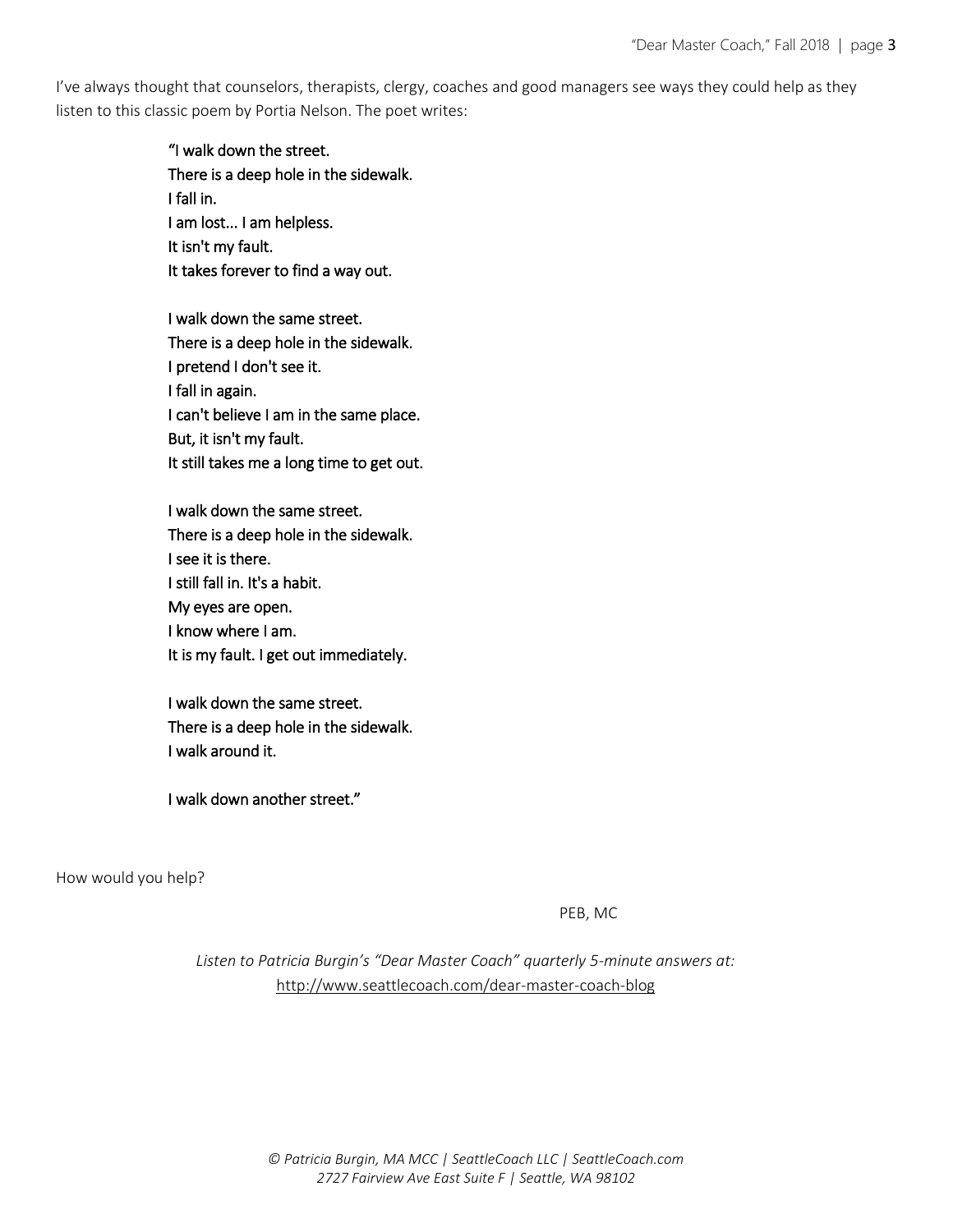I've always thought that counselors, therapists, clergy, coaches and good managers see ways they could help as they listen to this classic poem by Portia Nelson. The poet writes:

> "I walk down the street.  
> There is a deep hole in the sidewalk.  
> I fall in.  
> I am lost... I am helpless.  
> It isn't my fault.  
> It takes forever to find a way out.
>
> I walk down the same street.  
> There is a deep hole in the sidewalk.  
> I pretend I don't see it.  
> I fall in again.  
> I can't believe I am in the same place.  
> But, it isn't my fault.  
> It still takes me a long time to get out.
>
> I walk down the same street.  
> There is a deep hole in the sidewalk.  
> I see it is there.  
> I still fall in. It's a habit.  
> My eyes are open.  
> I know where I am.  
> It is my fault. I get out immediately.
>
> I walk down the same street.  
> There is a deep hole in the sidewalk.  
> I walk around it.
>
> I walk down another street."

How would you help?

PEB, MC

*Listen to Patricia Burgin's "Dear Master Coach" quarterly 5-minute answers at:*
http://www.seattlecoach.com/dear-master-coach-blog

*© Patricia Burgin, MA MCC | SeattleCoach LLC | SeattleCoach.com*
*2727 Fairview Ave East Suite F | Seattle, WA 98102*